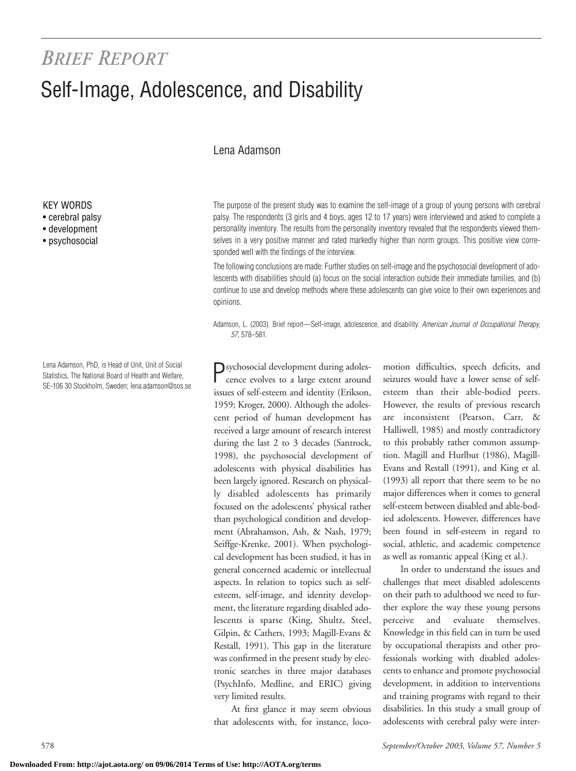*BRIEF REPORT*

# Self-Image, Adolescence, and Disability

Lena Adamson

KEY WORDS
- cerebral palsy
- development
- psychosocial

The purpose of the present study was to examine the self-image of a group of young persons with cerebral palsy. The respondents (3 girls and 4 boys, ages 12 to 17 years) were interviewed and asked to complete a personality inventory. The results from the personality inventory revealed that the respondents viewed themselves in a very positive manner and rated markedly higher than norm groups. This positive view corresponded well with the findings of the interview.

The following conclusions are made: Further studies on self-image and the psychosocial development of adolescents with disabilities should (a) focus on the social interaction outside their immediate families, and (b) continue to use and develop methods where these adolescents can give voice to their own experiences and opinions.

Adamson, L. (2003). Brief report—Self-image, adolescence, and disability. *American Journal of Occupational Therapy, 57*, 578–581.

Lena Adamson, PhD, is Head of Unit, Unit of Social Statistics, The National Board of Health and Welfare, SE-106 30 Stockholm, Sweden; lena.adamson@sos.se

Psychosocial development during adolescence evolves to a large extent around issues of self-esteem and identity (Erikson, 1959; Kroger, 2000). Although the adolescent period of human development has received a large amount of research interest during the last 2 to 3 decades (Santrock, 1998), the psychosocial development of adolescents with physical disabilities has been largely ignored. Research on physically disabled adolescents has primarily focused on the adolescents' physical rather than psychological condition and development (Abrahamson, Ash, & Nash, 1979; Seiffge-Krenke, 2001). When psychological development has been studied, it has in general concerned academic or intellectual aspects. In relation to topics such as self-esteem, self-image, and identity development, the literature regarding disabled adolescents is sparse (King, Shultz, Steel, Gilpin, & Cathers, 1993; Magill-Evans & Restall, 1991). This gap in the literature was confirmed in the present study by electronic searches in three major databases (PsychInfo, Medline, and ERIC) giving very limited results.

At first glance it may seem obvious that adolescents with, for instance, locomotion difficulties, speech deficits, and seizures would have a lower sense of self-esteem than their able-bodied peers. However, the results of previous research are inconsistent (Pearson, Carr, & Halliwell, 1985) and mostly contradictory to this probably rather common assumption. Magill and Hurlbut (1986), Magill-Evans and Restall (1991), and King et al. (1993) all report that there seem to be no major differences when it comes to general self-esteem between disabled and able-bodied adolescents. However, differences have been found in self-esteem in regard to social, athletic, and academic competence as well as romantic appeal (King et al.).

In order to understand the issues and challenges that meet disabled adolescents on their path to adulthood we need to further explore the way these young persons perceive and evaluate themselves. Knowledge in this field can in turn be used by occupational therapists and other professionals working with disabled adolescents to enhance and promote psychosocial development, in addition to interventions and training programs with regard to their disabilities. In this study a small group of adolescents with cerebral palsy were inter-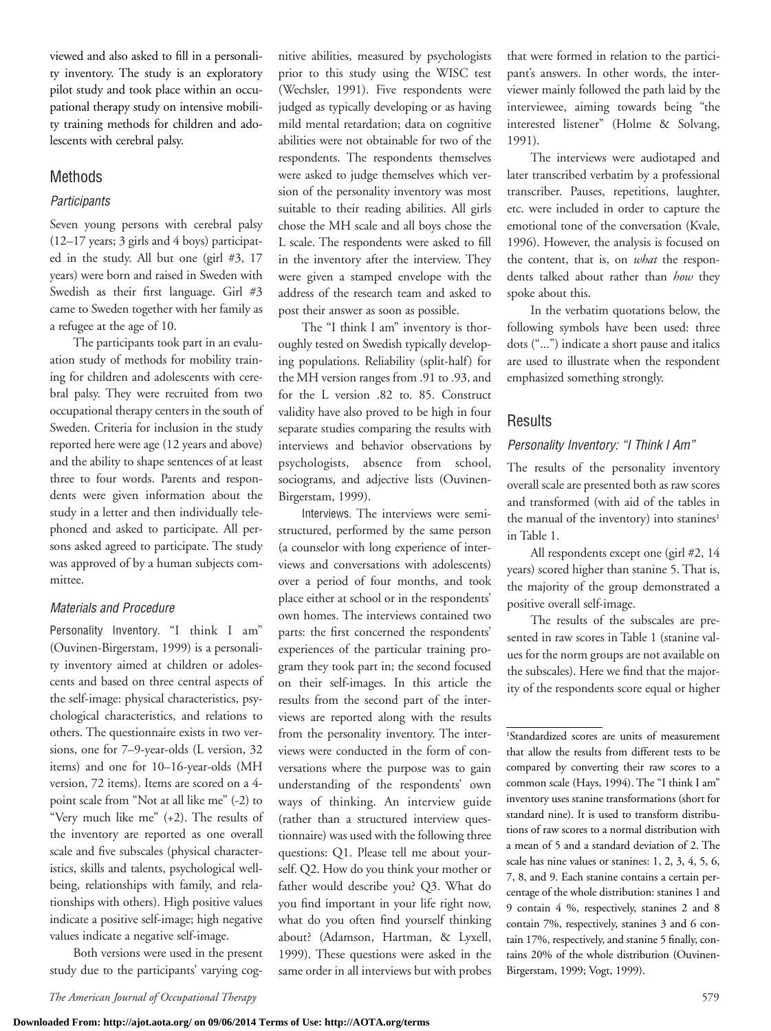viewed and also asked to fill in a personality inventory. The study is an exploratory pilot study and took place within an occupational therapy study on intensive mobility training methods for children and adolescents with cerebral palsy.

## Methods

### *Participants*

Seven young persons with cerebral palsy (12–17 years; 3 girls and 4 boys) participated in the study. All but one (girl #3, 17 years) were born and raised in Sweden with Swedish as their first language. Girl #3 came to Sweden together with her family as a refugee at the age of 10.

The participants took part in an evaluation study of methods for mobility training for children and adolescents with cerebral palsy. They were recruited from two occupational therapy centers in the south of Sweden. Criteria for inclusion in the study reported here were age (12 years and above) and the ability to shape sentences of at least three to four words. Parents and respondents were given information about the study in a letter and then individually telephoned and asked to participate. All persons asked agreed to participate. The study was approved of by a human subjects committee.

### *Materials and Procedure*

Personality Inventory. "I think I am" (Ouvinen-Birgerstam, 1999) is a personality inventory aimed at children or adolescents and based on three central aspects of the self-image: physical characteristics, psychological characteristics, and relations to others. The questionnaire exists in two versions, one for 7–9-year-olds (L version, 32 items) and one for 10–16-year-olds (MH version, 72 items). Items are scored on a 4-point scale from "Not at all like me" (-2) to "Very much like me" (+2). The results of the inventory are reported as one overall scale and five subscales (physical characteristics, skills and talents, psychological wellbeing, relationships with family, and relationships with others). High positive values indicate a positive self-image; high negative values indicate a negative self-image.

Both versions were used in the present study due to the participants' varying cognitive abilities, measured by psychologists prior to this study using the WISC test (Wechsler, 1991). Five respondents were judged as typically developing or as having mild mental retardation; data on cognitive abilities were not obtainable for two of the respondents. The respondents themselves were asked to judge themselves which version of the personality inventory was most suitable to their reading abilities. All girls chose the MH scale and all boys chose the L scale. The respondents were asked to fill in the inventory after the interview. They were given a stamped envelope with the address of the research team and asked to post their answer as soon as possible.

The "I think I am" inventory is thoroughly tested on Swedish typically developing populations. Reliability (split-half) for the MH version ranges from .91 to .93, and for the L version .82 to. 85. Construct validity have also proved to be high in four separate studies comparing the results with interviews and behavior observations by psychologists, absence from school, sociograms, and adjective lists (Ouvinen-Birgerstam, 1999).

Interviews. The interviews were semi-structured, performed by the same person (a counselor with long experience of interviews and conversations with adolescents) over a period of four months, and took place either at school or in the respondents' own homes. The interviews contained two parts: the first concerned the respondents' experiences of the particular training program they took part in; the second focused on their self-images. In this article the results from the second part of the interviews are reported along with the results from the personality inventory. The interviews were conducted in the form of conversations where the purpose was to gain understanding of the respondents' own ways of thinking. An interview guide (rather than a structured interview questionnaire) was used with the following three questions: Q1. Please tell me about yourself. Q2. How do you think your mother or father would describe you? Q3. What do you find important in your life right now, what do you often find yourself thinking about? (Adamson, Hartman, & Lyxell, 1999). These questions were asked in the same order in all interviews but with probes that were formed in relation to the participant's answers. In other words, the interviewer mainly followed the path laid by the interviewee, aiming towards being "the interested listener" (Holme & Solvang, 1991).

The interviews were audiotaped and later transcribed verbatim by a professional transcriber. Pauses, repetitions, laughter, etc. were included in order to capture the emotional tone of the conversation (Kvale, 1996). However, the analysis is focused on the content, that is, on *what* the respondents talked about rather than *how* they spoke about this.

In the verbatim quotations below, the following symbols have been used: three dots ("...") indicate a short pause and italics are used to illustrate when the respondent emphasized something strongly.

## Results

### *Personality Inventory: "I Think I Am"*

The results of the personality inventory overall scale are presented both as raw scores and transformed (with aid of the tables in the manual of the inventory) into stanines[1] in Table 1.

All respondents except one (girl #2, 14 years) scored higher than stanine 5. That is, the majority of the group demonstrated a positive overall self-image.

The results of the subscales are presented in raw scores in Table 1 (stanine values for the norm groups are not available on the subscales). Here we find that the majority of the respondents score equal or higher

[1]Standardized scores are units of measurement that allow the results from different tests to be compared by converting their raw scores to a common scale (Hays, 1994). The "I think I am" inventory uses stanine transformations (short for standard nine). It is used to transform distributions of raw scores to a normal distribution with a mean of 5 and a standard deviation of 2. The scale has nine values or stanines: 1, 2, 3, 4, 5, 6, 7, 8, and 9. Each stanine contains a certain percentage of the whole distribution: stanines 1 and 9 contain 4 %, respectively, stanines 2 and 8 contain 7%, respectively, stanines 3 and 6 contain 17%, respectively, and stanine 5 finally, contains 20% of the whole distribution (Ouvinen-Birgerstam, 1999; Vogt, 1999).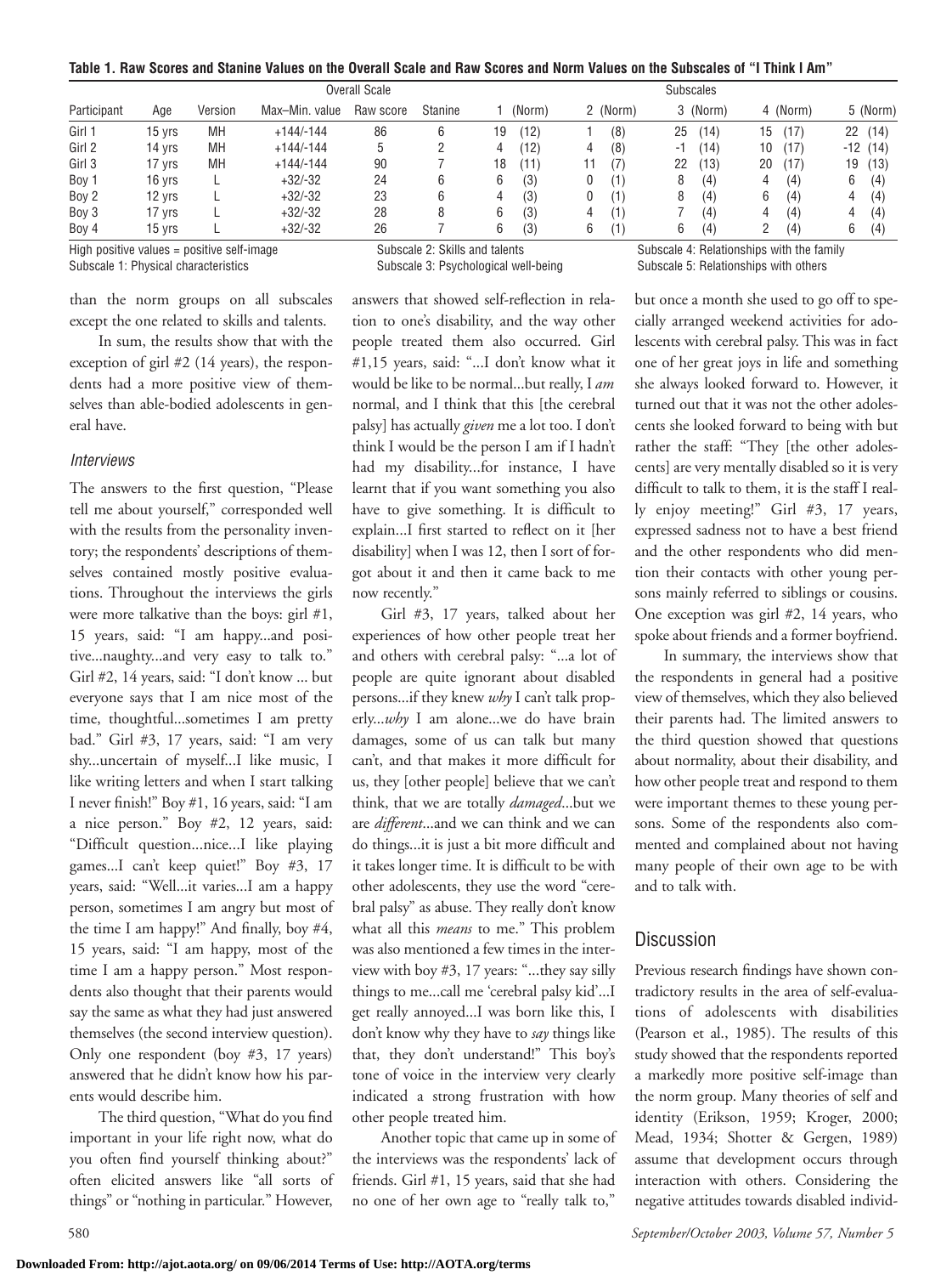**Table 1. Raw Scores and Stanine Values on the Overall Scale and Raw Scores and Norm Values on the Subscales of "I Think I Am"**

| | | | Overall Scale | | | Subscales | | | | |
|---|---|---|---|---|---|---|---|---|---|---|
| Participant | Age | Version | Max–Min. value | Raw score | Stanine | 1 (Norm) | 2 (Norm) | 3 (Norm) | 4 (Norm) | 5 (Norm) |
| Girl 1 | 15 yrs | MH | +144/-144 | 86 | 6 | 19 (12) | 1 (8) | 25 (14) | 15 (17) | 22 (14) |
| Girl 2 | 14 yrs | MH | +144/-144 | 5 | 2 | 4 (12) | 4 (8) | -1 (14) | 10 (17) | -12 (14) |
| Girl 3 | 17 yrs | MH | +144/-144 | 90 | 7 | 18 (11) | 11 (7) | 22 (13) | 20 (17) | 19 (13) |
| Boy 1 | 16 yrs | L | +32/-32 | 24 | 6 | 6 (3) | 0 (1) | 8 (4) | 4 (4) | 6 (4) |
| Boy 2 | 12 yrs | L | +32/-32 | 23 | 6 | 4 (3) | 0 (1) | 8 (4) | 6 (4) | 4 (4) |
| Boy 3 | 17 yrs | L | +32/-32 | 28 | 8 | 6 (3) | 4 (1) | 7 (4) | 4 (4) | 4 (4) |
| Boy 4 | 15 yrs | L | +32/-32 | 26 | 7 | 6 (3) | 6 (1) | 6 (4) | 2 (4) | 6 (4) |

High positive values = positive self-image
Subscale 1: Physical characteristics
Subscale 2: Skills and talents
Subscale 3: Psychological well-being
Subscale 4: Relationships with the family
Subscale 5: Relationships with others

than the norm groups on all subscales except the one related to skills and talents.

In sum, the results show that with the exception of girl #2 (14 years), the respondents had a more positive view of themselves than able-bodied adolescents in general have.

### *Interviews*

The answers to the first question, "Please tell me about yourself," corresponded well with the results from the personality inventory; the respondents' descriptions of themselves contained mostly positive evaluations. Throughout the interviews the girls were more talkative than the boys: girl #1, 15 years, said: "I am happy...and positive...naughty...and very easy to talk to." Girl #2, 14 years, said: "I don't know ... but everyone says that I am nice most of the time, thoughtful...sometimes I am pretty bad." Girl #3, 17 years, said: "I am very shy...uncertain of myself...I like music, I like writing letters and when I start talking I never finish!" Boy #1, 16 years, said: "I am a nice person." Boy #2, 12 years, said: "Difficult question...nice...I like playing games...I can't keep quiet!" Boy #3, 17 years, said: "Well...it varies...I am a happy person, sometimes I am angry but most of the time I am happy!" And finally, boy #4, 15 years, said: "I am happy, most of the time I am a happy person." Most respondents also thought that their parents would say the same as what they had just answered themselves (the second interview question). Only one respondent (boy #3, 17 years) answered that he didn't know how his parents would describe him.

The third question, "What do you find important in your life right now, what do you often find yourself thinking about?" often elicited answers like "all sorts of things" or "nothing in particular." However, answers that showed self-reflection in relation to one's disability, and the way other people treated them also occurred. Girl #1,15 years, said: "...I don't know what it would be like to be normal...but really, I *am* normal, and I think that this [the cerebral palsy] has actually *given* me a lot too. I don't think I would be the person I am if I hadn't had my disability...for instance, I have learnt that if you want something you also have to give something. It is difficult to explain...I first started to reflect on it [her disability] when I was 12, then I sort of forgot about it and then it came back to me now recently."

Girl #3, 17 years, talked about her experiences of how other people treat her and others with cerebral palsy: "...a lot of people are quite ignorant about disabled persons...if they knew *why* I can't talk properly...*why* I am alone...we do have brain damages, some of us can talk but many can't, and that makes it more difficult for us, they [other people] believe that we can't think, that we are totally *damaged*...but we are *different*...and we can think and we can do things...it is just a bit more difficult and it takes longer time. It is difficult to be with other adolescents, they use the word "cerebral palsy" as abuse. They really don't know what all this *means* to me." This problem was also mentioned a few times in the interview with boy #3, 17 years: "...they say silly things to me...call me 'cerebral palsy kid'...I get really annoyed...I was born like this, I don't know why they have to *say* things like that, they don't understand!" This boy's tone of voice in the interview very clearly indicated a strong frustration with how other people treated him.

Another topic that came up in some of the interviews was the respondents' lack of friends. Girl #1, 15 years, said that she had no one of her own age to "really talk to," but once a month she used to go off to specially arranged weekend activities for adolescents with cerebral palsy. This was in fact one of her great joys in life and something she always looked forward to. However, it turned out that it was not the other adolescents she looked forward to being with but rather the staff: "They [the other adolescents] are very mentally disabled so it is very difficult to talk to them, it is the staff I really enjoy meeting!" Girl #3, 17 years, expressed sadness not to have a best friend and the other respondents who did mention their contacts with other young persons mainly referred to siblings or cousins. One exception was girl #2, 14 years, who spoke about friends and a former boyfriend.

In summary, the interviews show that the respondents in general had a positive view of themselves, which they also believed their parents had. The limited answers to the third question showed that questions about normality, about their disability, and how other people treat and respond to them were important themes to these young persons. Some of the respondents also commented and complained about not having many people of their own age to be with and to talk with.

## Discussion

Previous research findings have shown contradictory results in the area of self-evaluations of adolescents with disabilities (Pearson et al., 1985). The results of this study showed that the respondents reported a markedly more positive self-image than the norm group. Many theories of self and identity (Erikson, 1959; Kroger, 2000; Mead, 1934; Shotter & Gergen, 1989) assume that development occurs through interaction with others. Considering the negative attitudes towards disabled individ-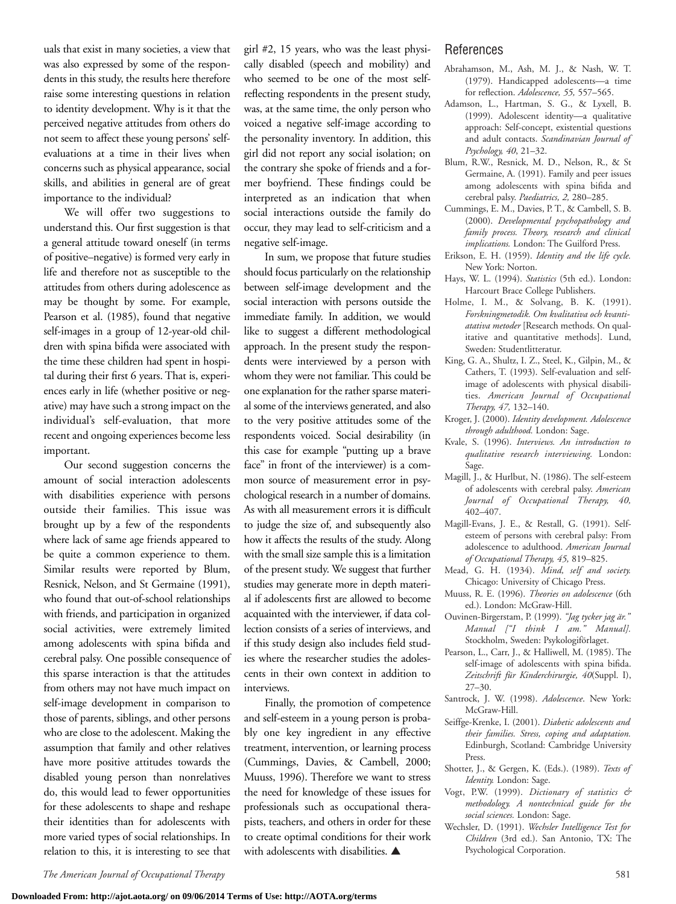uals that exist in many societies, a view that was also expressed by some of the respondents in this study, the results here therefore raise some interesting questions in relation to identity development. Why is it that the perceived negative attitudes from others do not seem to affect these young persons' self-evaluations at a time in their lives when concerns such as physical appearance, social skills, and abilities in general are of great importance to the individual?

We will offer two suggestions to understand this. Our first suggestion is that a general attitude toward oneself (in terms of positive–negative) is formed very early in life and therefore not as susceptible to the attitudes from others during adolescence as may be thought by some. For example, Pearson et al. (1985), found that negative self-images in a group of 12-year-old children with spina bifida were associated with the time these children had spent in hospital during their first 6 years. That is, experiences early in life (whether positive or negative) may have such a strong impact on the individual's self-evaluation, that more recent and ongoing experiences become less important.

Our second suggestion concerns the amount of social interaction adolescents with disabilities experience with persons outside their families. This issue was brought up by a few of the respondents where lack of same age friends appeared to be quite a common experience to them. Similar results were reported by Blum, Resnick, Nelson, and St Germaine (1991), who found that out-of-school relationships with friends, and participation in organized social activities, were extremely limited among adolescents with spina bifida and cerebral palsy. One possible consequence of this sparse interaction is that the attitudes from others may not have much impact on self-image development in comparison to those of parents, siblings, and other persons who are close to the adolescent. Making the assumption that family and other relatives have more positive attitudes towards the disabled young person than nonrelatives do, this would lead to fewer opportunities for these adolescents to shape and reshape their identities than for adolescents with more varied types of social relationships. In relation to this, it is interesting to see that girl #2, 15 years, who was the least physically disabled (speech and mobility) and who seemed to be one of the most self-reflecting respondents in the present study, was, at the same time, the only person who voiced a negative self-image according to the personality inventory. In addition, this girl did not report any social isolation; on the contrary she spoke of friends and a former boyfriend. These findings could be interpreted as an indication that when social interactions outside the family do occur, they may lead to self-criticism and a negative self-image.

In sum, we propose that future studies should focus particularly on the relationship between self-image development and the social interaction with persons outside the immediate family. In addition, we would like to suggest a different methodological approach. In the present study the respondents were interviewed by a person with whom they were not familiar. This could be one explanation for the rather sparse material some of the interviews generated, and also to the very positive attitudes some of the respondents voiced. Social desirability (in this case for example "putting up a brave face" in front of the interviewer) is a common source of measurement error in psychological research in a number of domains. As with all measurement errors it is difficult to judge the size of, and subsequently also how it affects the results of the study. Along with the small size sample this is a limitation of the present study. We suggest that further studies may generate more in depth material if adolescents first are allowed to become acquainted with the interviewer, if data collection consists of a series of interviews, and if this study design also includes field studies where the researcher studies the adolescents in their own context in addition to interviews.

Finally, the promotion of competence and self-esteem in a young person is probably one key ingredient in any effective treatment, intervention, or learning process (Cummings, Davies, & Cambell, 2000; Muuss, 1996). Therefore we want to stress the need for knowledge of these issues for professionals such as occupational therapists, teachers, and others in order for these to create optimal conditions for their work with adolescents with disabilities. ▲

## References

Abrahamson, M., Ash, M. J., & Nash, W. T. (1979). Handicapped adolescents—a time for reflection. *Adolescence, 55,* 557–565.

Adamson, L., Hartman, S. G., & Lyxell, B. (1999). Adolescent identity—a qualitative approach: Self-concept, existential questions and adult contacts. *Scandinavian Journal of Psychology, 40*, 21–32.

Blum, R.W., Resnick, M. D., Nelson, R., & St Germaine, A. (1991). Family and peer issues among adolescents with spina bifida and cerebral palsy. *Paediatrics, 2,* 280–285.

Cummings, E. M., Davies, P. T., & Cambell, S. B. (2000). *Developmental psychopathology and family process. Theory, research and clinical implications.* London: The Guilford Press.

Erikson, E. H. (1959). *Identity and the life cycle.* New York: Norton.

Hays, W. L. (1994). *Statistics* (5th ed.). London: Harcourt Brace College Publishers.

Holme, I. M., & Solvang, B. K. (1991). *Forskningmetodik. Om kvalitativa och kvantiatativa metoder* [Research methods. On qualitative and quantitative methods]. Lund, Sweden: Studentlitteratur.

King, G. A., Shultz, I. Z., Steel, K., Gilpin, M., & Cathers, T. (1993). Self-evaluation and self-image of adolescents with physical disabilities. *American Journal of Occupational Therapy, 47,* 132–140.

Kroger, J. (2000). *Identity development. Adolescence through adulthood.* London: Sage.

Kvale, S. (1996). *Interviews. An introduction to qualitative research interviewing.* London: Sage.

Magill, J., & Hurlbut, N. (1986). The self-esteem of adolescents with cerebral palsy. *American Journal of Occupational Therapy, 40,* 402–407.

Magill-Evans, J. E., & Restall, G. (1991). Self-esteem of persons with cerebral palsy: From adolescence to adulthood. *American Journal of Occupational Therapy, 45,* 819–825.

Mead, G. H. (1934). *Mind, self and society.* Chicago: University of Chicago Press.

Muuss, R. E. (1996). *Theories on adolescence* (6th ed.). London: McGraw-Hill.

Ouvinen-Birgerstam, P. (1999). *"Jag tycker jag är." Manual ["I think I am." Manual].* Stockholm, Sweden: Psykologiförlaget.

Pearson, L., Carr, J., & Halliwell, M. (1985). The self-image of adolescents with spina bifida. *Zeitschrift für Kinderchirurgie, 40*(Suppl. I), 27–30.

Santrock, J. W. (1998). *Adolescence*. New York: McGraw-Hill.

Seiffge-Krenke, I. (2001). *Diabetic adolescents and their families. Stress, coping and adaptation.* Edinburgh, Scotland: Cambridge University Press.

Shotter, J., & Gergen, K. (Eds.). (1989). *Texts of Identity.* London: Sage.

Vogt, P.W. (1999). *Dictionary of statistics & methodology. A nontechnical guide for the social sciences.* London: Sage.

Wechsler, D. (1991). *Wechsler Intelligence Test for Children* (3rd ed.). San Antonio, TX: The Psychological Corporation.